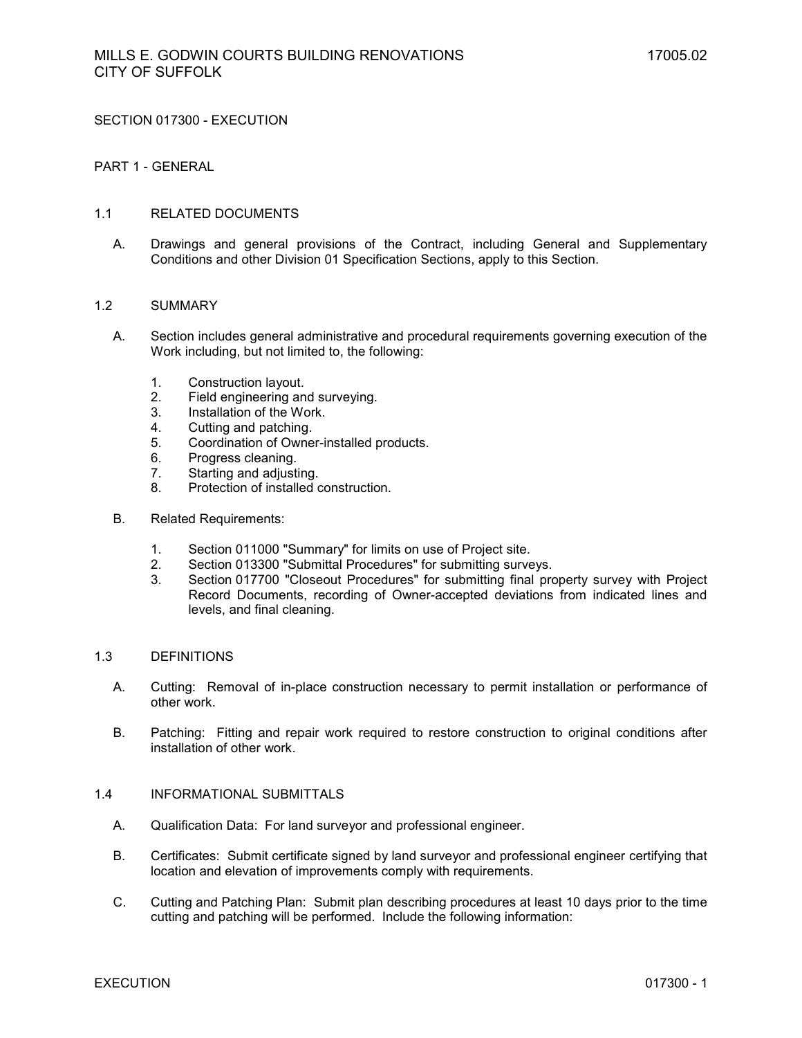# SECTION 017300 - EXECUTION

## PART 1 - GENERAL

### 1.1 RELATED DOCUMENTS

A. Drawings and general provisions of the Contract, including General and Supplementary Conditions and other Division 01 Specification Sections, apply to this Section.

### 1.2 SUMMARY

A. Section includes general administrative and procedural requirements governing execution of the Work including, but not limited to, the following:

1. Construction layout.
2. Field engineering and surveying.
3. Installation of the Work.
4. Cutting and patching.
5. Coordination of Owner-installed products.
6. Progress cleaning.
7. Starting and adjusting.
8. Protection of installed construction.

B. Related Requirements:

1. Section 011000 "Summary" for limits on use of Project site.
2. Section 013300 "Submittal Procedures" for submitting surveys.
3. Section 017700 "Closeout Procedures" for submitting final property survey with Project Record Documents, recording of Owner-accepted deviations from indicated lines and levels, and final cleaning.

### 1.3 DEFINITIONS

A. Cutting: Removal of in-place construction necessary to permit installation or performance of other work.

B. Patching: Fitting and repair work required to restore construction to original conditions after installation of other work.

### 1.4 INFORMATIONAL SUBMITTALS

A. Qualification Data: For land surveyor and professional engineer.

B. Certificates: Submit certificate signed by land surveyor and professional engineer certifying that location and elevation of improvements comply with requirements.

C. Cutting and Patching Plan: Submit plan describing procedures at least 10 days prior to the time cutting and patching will be performed. Include the following information: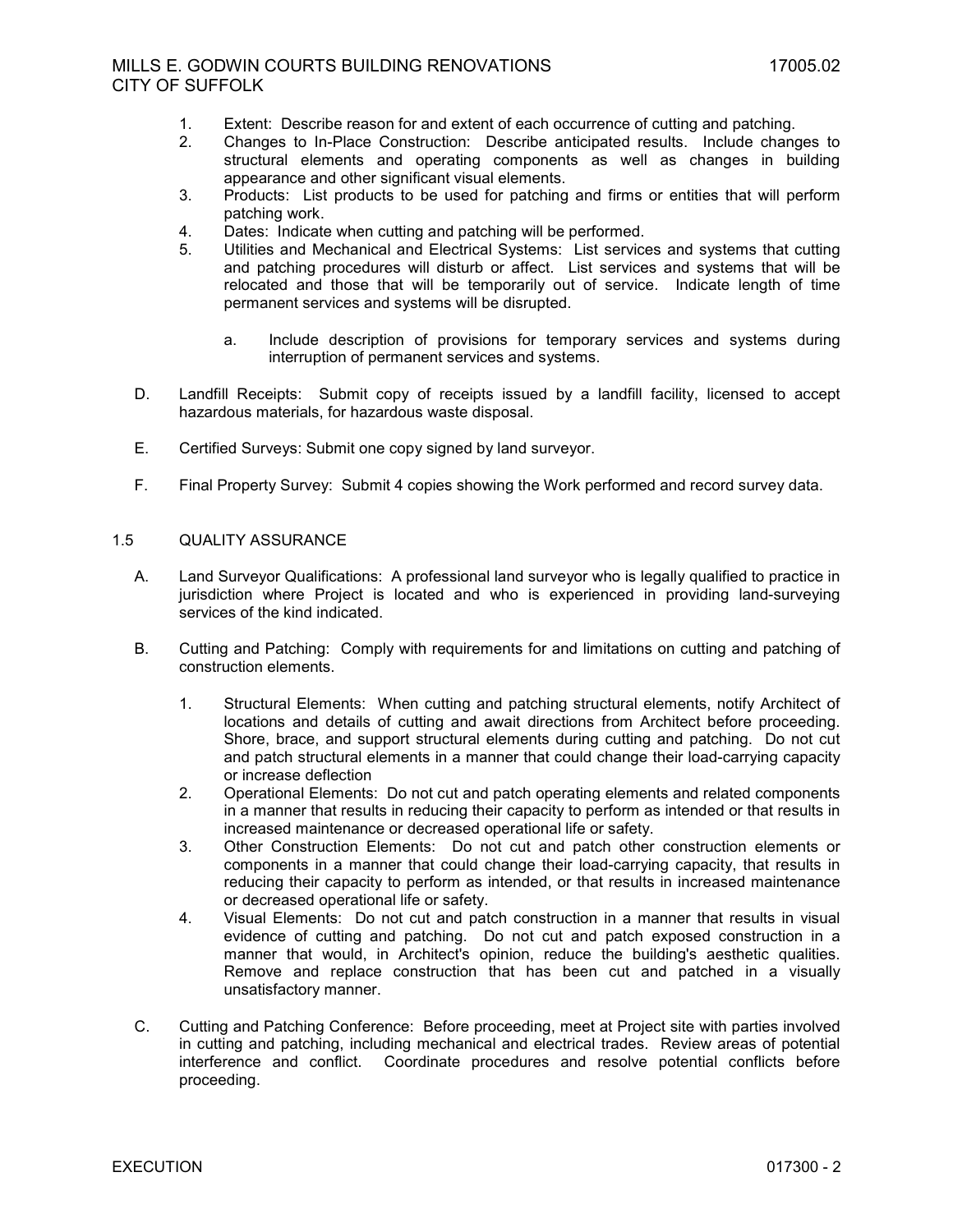1. Extent: Describe reason for and extent of each occurrence of cutting and patching.
2. Changes to In-Place Construction: Describe anticipated results. Include changes to structural elements and operating components as well as changes in building appearance and other significant visual elements.
3. Products: List products to be used for patching and firms or entities that will perform patching work.
4. Dates: Indicate when cutting and patching will be performed.
5. Utilities and Mechanical and Electrical Systems: List services and systems that cutting and patching procedures will disturb or affect. List services and systems that will be relocated and those that will be temporarily out of service. Indicate length of time permanent services and systems will be disrupted.

   a. Include description of provisions for temporary services and systems during interruption of permanent services and systems.

D. Landfill Receipts: Submit copy of receipts issued by a landfill facility, licensed to accept hazardous materials, for hazardous waste disposal.

E. Certified Surveys: Submit one copy signed by land surveyor.

F. Final Property Survey: Submit 4 copies showing the Work performed and record survey data.

## 1.5 QUALITY ASSURANCE

A. Land Surveyor Qualifications: A professional land surveyor who is legally qualified to practice in jurisdiction where Project is located and who is experienced in providing land-surveying services of the kind indicated.

B. Cutting and Patching: Comply with requirements for and limitations on cutting and patching of construction elements.

1. Structural Elements: When cutting and patching structural elements, notify Architect of locations and details of cutting and await directions from Architect before proceeding. Shore, brace, and support structural elements during cutting and patching. Do not cut and patch structural elements in a manner that could change their load-carrying capacity or increase deflection
2. Operational Elements: Do not cut and patch operating elements and related components in a manner that results in reducing their capacity to perform as intended or that results in increased maintenance or decreased operational life or safety.
3. Other Construction Elements: Do not cut and patch other construction elements or components in a manner that could change their load-carrying capacity, that results in reducing their capacity to perform as intended, or that results in increased maintenance or decreased operational life or safety.
4. Visual Elements: Do not cut and patch construction in a manner that results in visual evidence of cutting and patching. Do not cut and patch exposed construction in a manner that would, in Architect's opinion, reduce the building's aesthetic qualities. Remove and replace construction that has been cut and patched in a visually unsatisfactory manner.

C. Cutting and Patching Conference: Before proceeding, meet at Project site with parties involved in cutting and patching, including mechanical and electrical trades. Review areas of potential interference and conflict. Coordinate procedures and resolve potential conflicts before proceeding.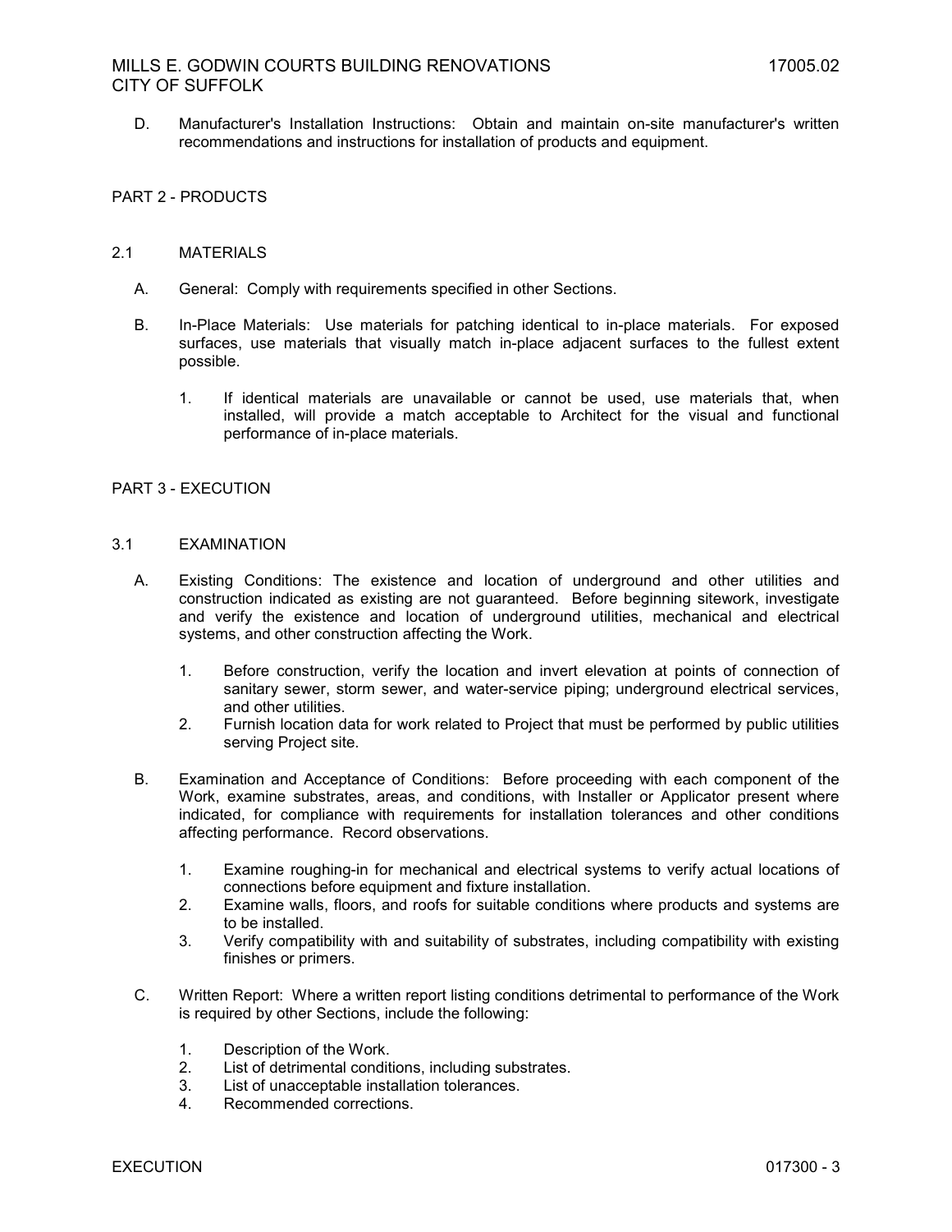D. Manufacturer's Installation Instructions: Obtain and maintain on-site manufacturer's written recommendations and instructions for installation of products and equipment.

## PART 2 - PRODUCTS

### 2.1 MATERIALS

A. General: Comply with requirements specified in other Sections.

B. In-Place Materials: Use materials for patching identical to in-place materials. For exposed surfaces, use materials that visually match in-place adjacent surfaces to the fullest extent possible.

   1. If identical materials are unavailable or cannot be used, use materials that, when installed, will provide a match acceptable to Architect for the visual and functional performance of in-place materials.

## PART 3 - EXECUTION

### 3.1 EXAMINATION

A. Existing Conditions: The existence and location of underground and other utilities and construction indicated as existing are not guaranteed. Before beginning sitework, investigate and verify the existence and location of underground utilities, mechanical and electrical systems, and other construction affecting the Work.

   1. Before construction, verify the location and invert elevation at points of connection of sanitary sewer, storm sewer, and water-service piping; underground electrical services, and other utilities.
   2. Furnish location data for work related to Project that must be performed by public utilities serving Project site.

B. Examination and Acceptance of Conditions: Before proceeding with each component of the Work, examine substrates, areas, and conditions, with Installer or Applicator present where indicated, for compliance with requirements for installation tolerances and other conditions affecting performance. Record observations.

   1. Examine roughing-in for mechanical and electrical systems to verify actual locations of connections before equipment and fixture installation.
   2. Examine walls, floors, and roofs for suitable conditions where products and systems are to be installed.
   3. Verify compatibility with and suitability of substrates, including compatibility with existing finishes or primers.

C. Written Report: Where a written report listing conditions detrimental to performance of the Work is required by other Sections, include the following:

   1. Description of the Work.
   2. List of detrimental conditions, including substrates.
   3. List of unacceptable installation tolerances.
   4. Recommended corrections.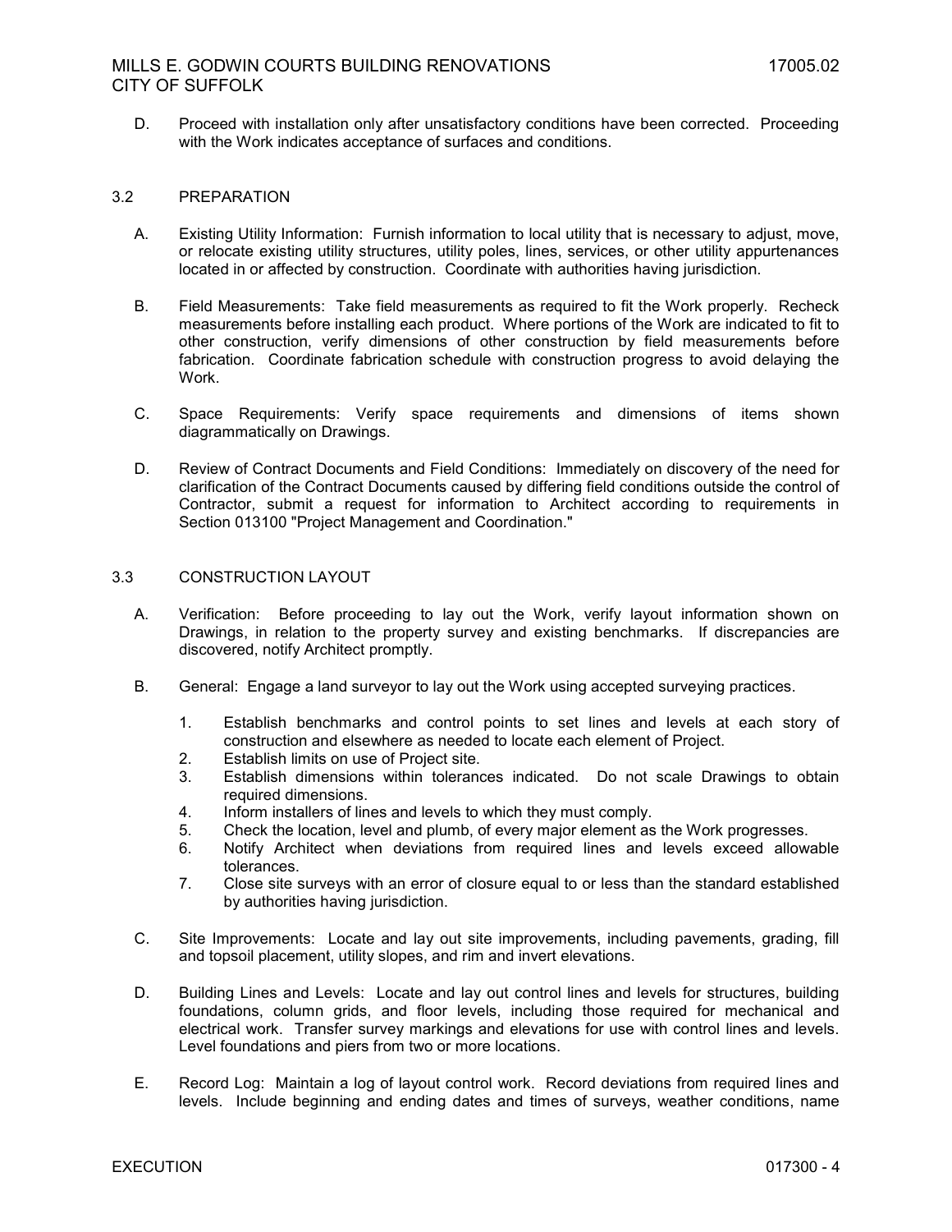D. Proceed with installation only after unsatisfactory conditions have been corrected. Proceeding with the Work indicates acceptance of surfaces and conditions.

## 3.2 PREPARATION

A. Existing Utility Information: Furnish information to local utility that is necessary to adjust, move, or relocate existing utility structures, utility poles, lines, services, or other utility appurtenances located in or affected by construction. Coordinate with authorities having jurisdiction.

B. Field Measurements: Take field measurements as required to fit the Work properly. Recheck measurements before installing each product. Where portions of the Work are indicated to fit to other construction, verify dimensions of other construction by field measurements before fabrication. Coordinate fabrication schedule with construction progress to avoid delaying the Work.

C. Space Requirements: Verify space requirements and dimensions of items shown diagrammatically on Drawings.

D. Review of Contract Documents and Field Conditions: Immediately on discovery of the need for clarification of the Contract Documents caused by differing field conditions outside the control of Contractor, submit a request for information to Architect according to requirements in Section 013100 "Project Management and Coordination."

## 3.3 CONSTRUCTION LAYOUT

A. Verification: Before proceeding to lay out the Work, verify layout information shown on Drawings, in relation to the property survey and existing benchmarks. If discrepancies are discovered, notify Architect promptly.

B. General: Engage a land surveyor to lay out the Work using accepted surveying practices.

1. Establish benchmarks and control points to set lines and levels at each story of construction and elsewhere as needed to locate each element of Project.
2. Establish limits on use of Project site.
3. Establish dimensions within tolerances indicated. Do not scale Drawings to obtain required dimensions.
4. Inform installers of lines and levels to which they must comply.
5. Check the location, level and plumb, of every major element as the Work progresses.
6. Notify Architect when deviations from required lines and levels exceed allowable tolerances.
7. Close site surveys with an error of closure equal to or less than the standard established by authorities having jurisdiction.

C. Site Improvements: Locate and lay out site improvements, including pavements, grading, fill and topsoil placement, utility slopes, and rim and invert elevations.

D. Building Lines and Levels: Locate and lay out control lines and levels for structures, building foundations, column grids, and floor levels, including those required for mechanical and electrical work. Transfer survey markings and elevations for use with control lines and levels. Level foundations and piers from two or more locations.

E. Record Log: Maintain a log of layout control work. Record deviations from required lines and levels. Include beginning and ending dates and times of surveys, weather conditions, name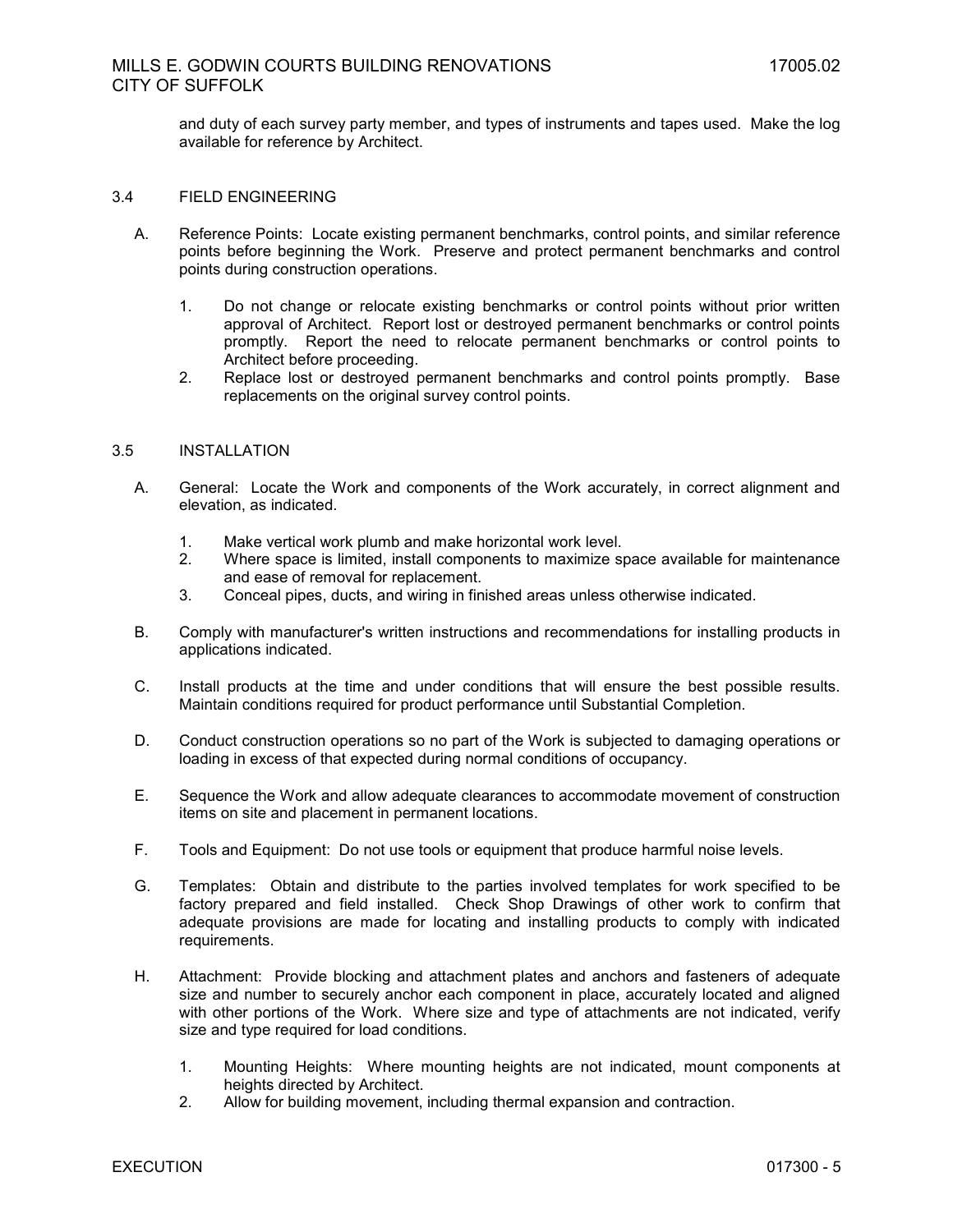and duty of each survey party member, and types of instruments and tapes used. Make the log available for reference by Architect.

## 3.4 FIELD ENGINEERING

A. Reference Points: Locate existing permanent benchmarks, control points, and similar reference points before beginning the Work. Preserve and protect permanent benchmarks and control points during construction operations.

1. Do not change or relocate existing benchmarks or control points without prior written approval of Architect. Report lost or destroyed permanent benchmarks or control points promptly. Report the need to relocate permanent benchmarks or control points to Architect before proceeding.
2. Replace lost or destroyed permanent benchmarks and control points promptly. Base replacements on the original survey control points.

## 3.5 INSTALLATION

A. General: Locate the Work and components of the Work accurately, in correct alignment and elevation, as indicated.

1. Make vertical work plumb and make horizontal work level.
2. Where space is limited, install components to maximize space available for maintenance and ease of removal for replacement.
3. Conceal pipes, ducts, and wiring in finished areas unless otherwise indicated.

B. Comply with manufacturer's written instructions and recommendations for installing products in applications indicated.

C. Install products at the time and under conditions that will ensure the best possible results. Maintain conditions required for product performance until Substantial Completion.

D. Conduct construction operations so no part of the Work is subjected to damaging operations or loading in excess of that expected during normal conditions of occupancy.

E. Sequence the Work and allow adequate clearances to accommodate movement of construction items on site and placement in permanent locations.

F. Tools and Equipment: Do not use tools or equipment that produce harmful noise levels.

G. Templates: Obtain and distribute to the parties involved templates for work specified to be factory prepared and field installed. Check Shop Drawings of other work to confirm that adequate provisions are made for locating and installing products to comply with indicated requirements.

H. Attachment: Provide blocking and attachment plates and anchors and fasteners of adequate size and number to securely anchor each component in place, accurately located and aligned with other portions of the Work. Where size and type of attachments are not indicated, verify size and type required for load conditions.

1. Mounting Heights: Where mounting heights are not indicated, mount components at heights directed by Architect.
2. Allow for building movement, including thermal expansion and contraction.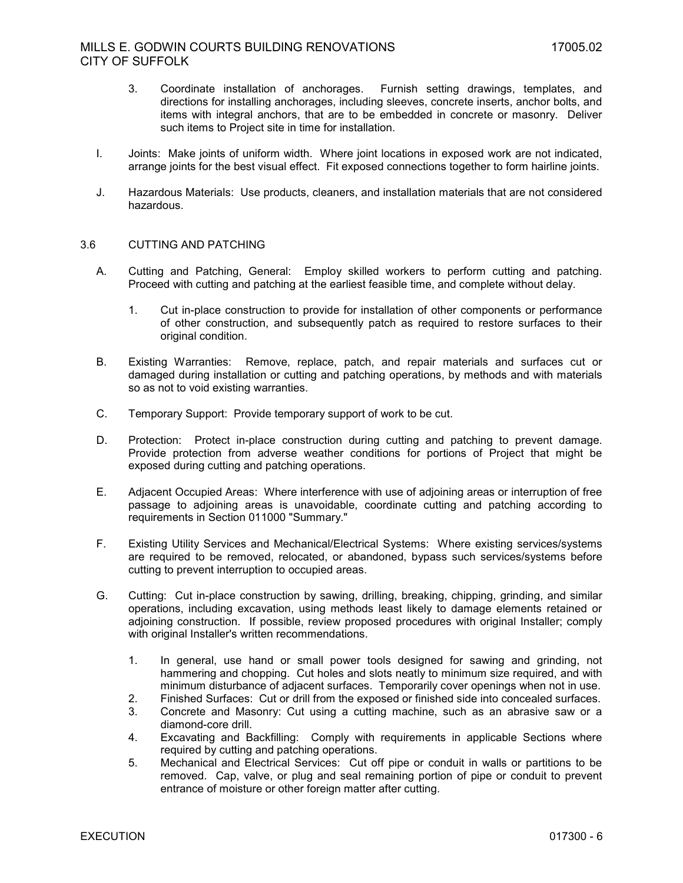3. Coordinate installation of anchorages. Furnish setting drawings, templates, and directions for installing anchorages, including sleeves, concrete inserts, anchor bolts, and items with integral anchors, that are to be embedded in concrete or masonry. Deliver such items to Project site in time for installation.

I. Joints: Make joints of uniform width. Where joint locations in exposed work are not indicated, arrange joints for the best visual effect. Fit exposed connections together to form hairline joints.

J. Hazardous Materials: Use products, cleaners, and installation materials that are not considered hazardous.

### 3.6 CUTTING AND PATCHING

A. Cutting and Patching, General: Employ skilled workers to perform cutting and patching. Proceed with cutting and patching at the earliest feasible time, and complete without delay.

1. Cut in-place construction to provide for installation of other components or performance of other construction, and subsequently patch as required to restore surfaces to their original condition.

B. Existing Warranties: Remove, replace, patch, and repair materials and surfaces cut or damaged during installation or cutting and patching operations, by methods and with materials so as not to void existing warranties.

C. Temporary Support: Provide temporary support of work to be cut.

D. Protection: Protect in-place construction during cutting and patching to prevent damage. Provide protection from adverse weather conditions for portions of Project that might be exposed during cutting and patching operations.

E. Adjacent Occupied Areas: Where interference with use of adjoining areas or interruption of free passage to adjoining areas is unavoidable, coordinate cutting and patching according to requirements in Section 011000 "Summary."

F. Existing Utility Services and Mechanical/Electrical Systems: Where existing services/systems are required to be removed, relocated, or abandoned, bypass such services/systems before cutting to prevent interruption to occupied areas.

G. Cutting: Cut in-place construction by sawing, drilling, breaking, chipping, grinding, and similar operations, including excavation, using methods least likely to damage elements retained or adjoining construction. If possible, review proposed procedures with original Installer; comply with original Installer's written recommendations.

1. In general, use hand or small power tools designed for sawing and grinding, not hammering and chopping. Cut holes and slots neatly to minimum size required, and with minimum disturbance of adjacent surfaces. Temporarily cover openings when not in use.
2. Finished Surfaces: Cut or drill from the exposed or finished side into concealed surfaces.
3. Concrete and Masonry: Cut using a cutting machine, such as an abrasive saw or a diamond-core drill.
4. Excavating and Backfilling: Comply with requirements in applicable Sections where required by cutting and patching operations.
5. Mechanical and Electrical Services: Cut off pipe or conduit in walls or partitions to be removed. Cap, valve, or plug and seal remaining portion of pipe or conduit to prevent entrance of moisture or other foreign matter after cutting.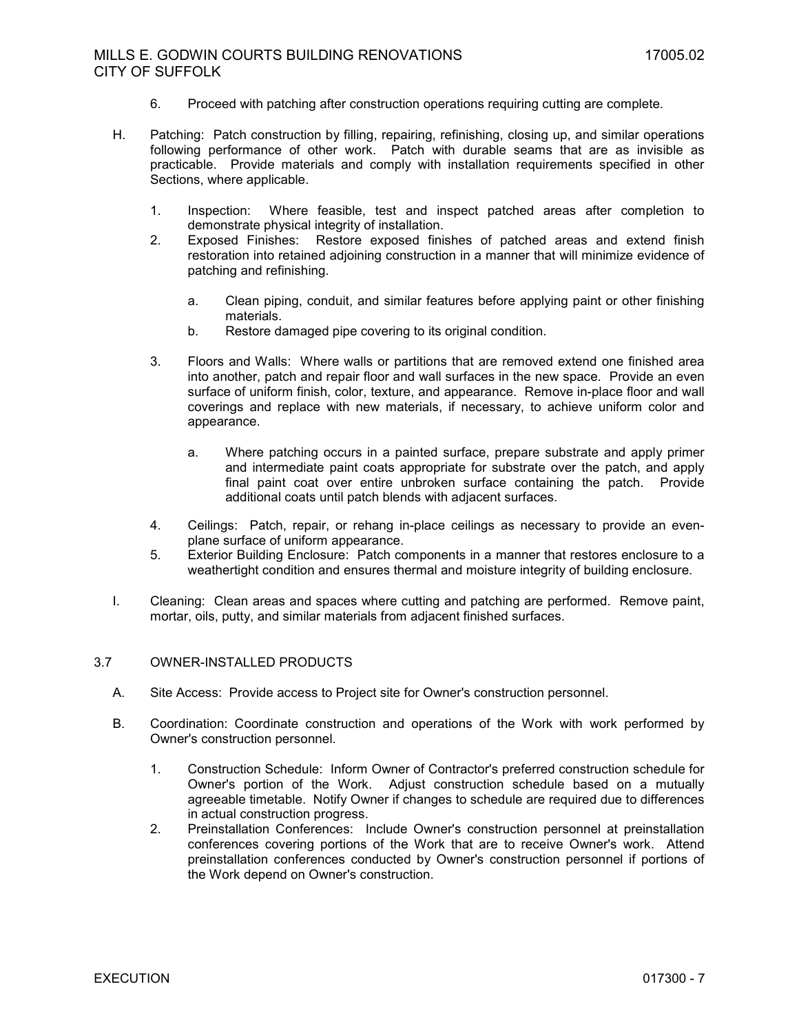6. Proceed with patching after construction operations requiring cutting are complete.

H. Patching: Patch construction by filling, repairing, refinishing, closing up, and similar operations following performance of other work. Patch with durable seams that are as invisible as practicable. Provide materials and comply with installation requirements specified in other Sections, where applicable.

   1. Inspection: Where feasible, test and inspect patched areas after completion to demonstrate physical integrity of installation.
   2. Exposed Finishes: Restore exposed finishes of patched areas and extend finish restoration into retained adjoining construction in a manner that will minimize evidence of patching and refinishing.

      a. Clean piping, conduit, and similar features before applying paint or other finishing materials.
      b. Restore damaged pipe covering to its original condition.

   3. Floors and Walls: Where walls or partitions that are removed extend one finished area into another, patch and repair floor and wall surfaces in the new space. Provide an even surface of uniform finish, color, texture, and appearance. Remove in-place floor and wall coverings and replace with new materials, if necessary, to achieve uniform color and appearance.

      a. Where patching occurs in a painted surface, prepare substrate and apply primer and intermediate paint coats appropriate for substrate over the patch, and apply final paint coat over entire unbroken surface containing the patch. Provide additional coats until patch blends with adjacent surfaces.

   4. Ceilings: Patch, repair, or rehang in-place ceilings as necessary to provide an even-plane surface of uniform appearance.
   5. Exterior Building Enclosure: Patch components in a manner that restores enclosure to a weathertight condition and ensures thermal and moisture integrity of building enclosure.

I. Cleaning: Clean areas and spaces where cutting and patching are performed. Remove paint, mortar, oils, putty, and similar materials from adjacent finished surfaces.

## 3.7 OWNER-INSTALLED PRODUCTS

A. Site Access: Provide access to Project site for Owner's construction personnel.

B. Coordination: Coordinate construction and operations of the Work with work performed by Owner's construction personnel.

   1. Construction Schedule: Inform Owner of Contractor's preferred construction schedule for Owner's portion of the Work. Adjust construction schedule based on a mutually agreeable timetable. Notify Owner if changes to schedule are required due to differences in actual construction progress.
   2. Preinstallation Conferences: Include Owner's construction personnel at preinstallation conferences covering portions of the Work that are to receive Owner's work. Attend preinstallation conferences conducted by Owner's construction personnel if portions of the Work depend on Owner's construction.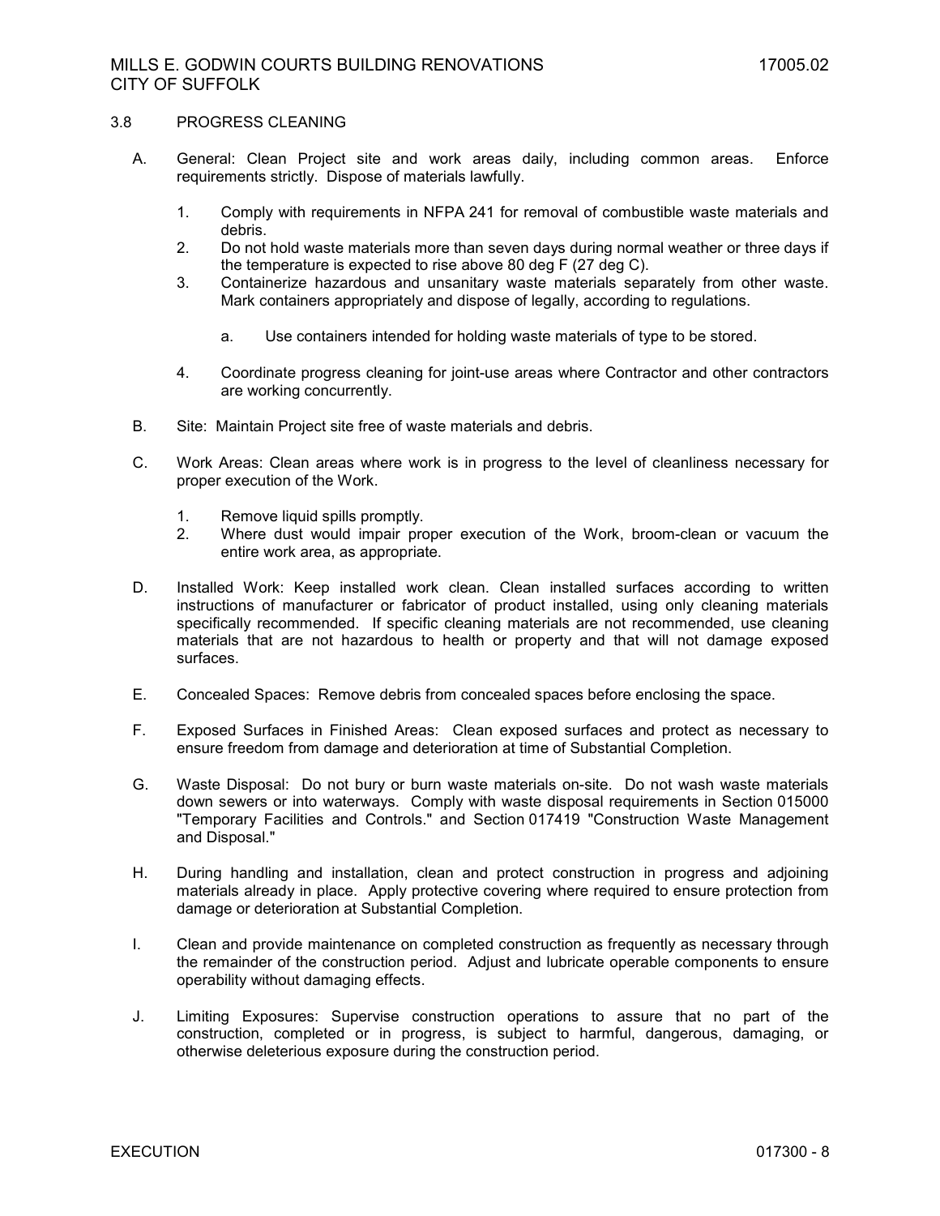## 3.8 PROGRESS CLEANING

A. General: Clean Project site and work areas daily, including common areas. Enforce requirements strictly. Dispose of materials lawfully.

   1. Comply with requirements in NFPA 241 for removal of combustible waste materials and debris.
   2. Do not hold waste materials more than seven days during normal weather or three days if the temperature is expected to rise above 80 deg F (27 deg C).
   3. Containerize hazardous and unsanitary waste materials separately from other waste. Mark containers appropriately and dispose of legally, according to regulations.

      a. Use containers intended for holding waste materials of type to be stored.

   4. Coordinate progress cleaning for joint-use areas where Contractor and other contractors are working concurrently.

B. Site: Maintain Project site free of waste materials and debris.

C. Work Areas: Clean areas where work is in progress to the level of cleanliness necessary for proper execution of the Work.

   1. Remove liquid spills promptly.
   2. Where dust would impair proper execution of the Work, broom-clean or vacuum the entire work area, as appropriate.

D. Installed Work: Keep installed work clean. Clean installed surfaces according to written instructions of manufacturer or fabricator of product installed, using only cleaning materials specifically recommended. If specific cleaning materials are not recommended, use cleaning materials that are not hazardous to health or property and that will not damage exposed surfaces.

E. Concealed Spaces: Remove debris from concealed spaces before enclosing the space.

F. Exposed Surfaces in Finished Areas: Clean exposed surfaces and protect as necessary to ensure freedom from damage and deterioration at time of Substantial Completion.

G. Waste Disposal: Do not bury or burn waste materials on-site. Do not wash waste materials down sewers or into waterways. Comply with waste disposal requirements in Section 015000 "Temporary Facilities and Controls." and Section 017419 "Construction Waste Management and Disposal."

H. During handling and installation, clean and protect construction in progress and adjoining materials already in place. Apply protective covering where required to ensure protection from damage or deterioration at Substantial Completion.

I. Clean and provide maintenance on completed construction as frequently as necessary through the remainder of the construction period. Adjust and lubricate operable components to ensure operability without damaging effects.

J. Limiting Exposures: Supervise construction operations to assure that no part of the construction, completed or in progress, is subject to harmful, dangerous, damaging, or otherwise deleterious exposure during the construction period.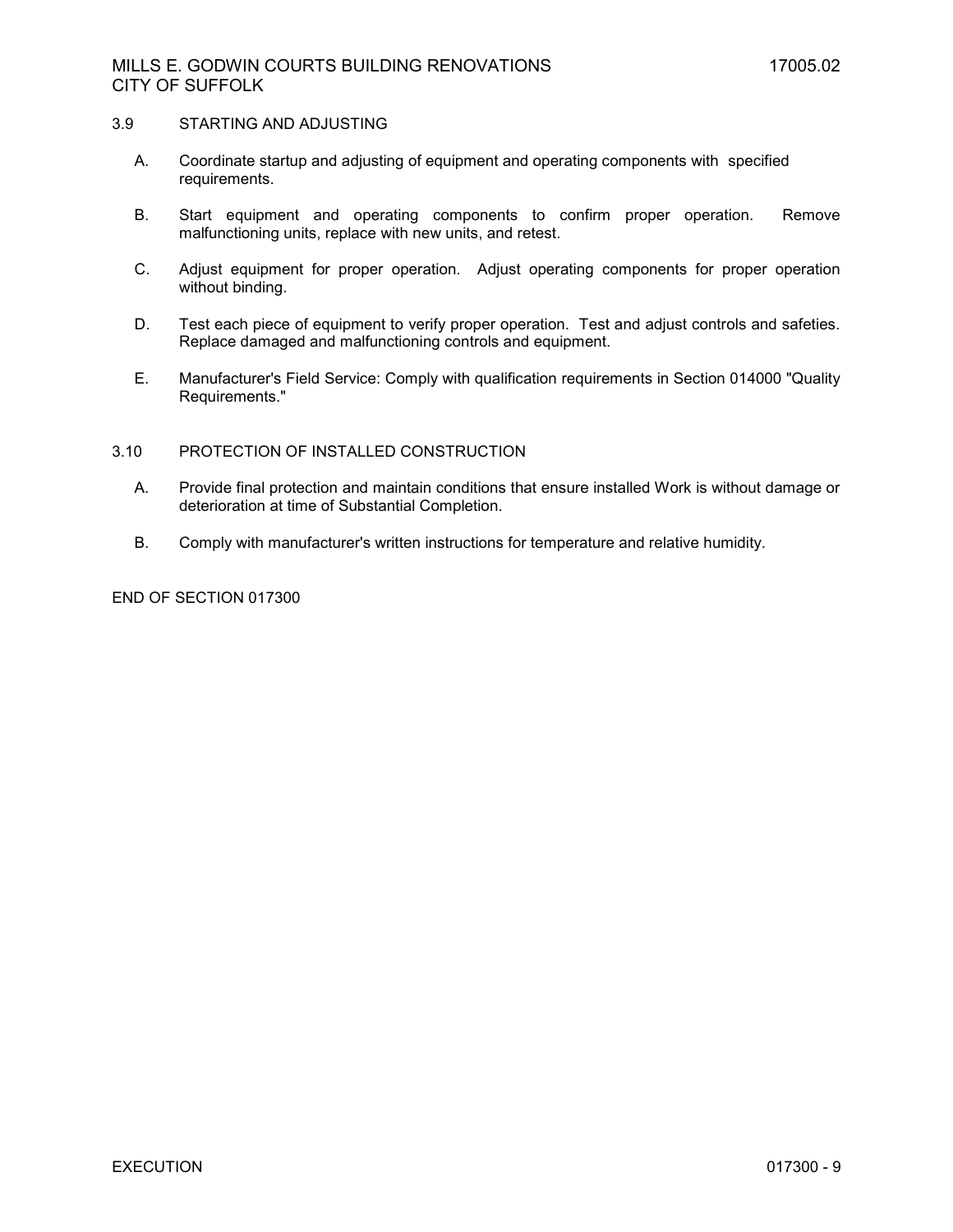## 3.9 STARTING AND ADJUSTING

A. Coordinate startup and adjusting of equipment and operating components with specified requirements.

B. Start equipment and operating components to confirm proper operation. Remove malfunctioning units, replace with new units, and retest.

C. Adjust equipment for proper operation. Adjust operating components for proper operation without binding.

D. Test each piece of equipment to verify proper operation. Test and adjust controls and safeties. Replace damaged and malfunctioning controls and equipment.

E. Manufacturer's Field Service: Comply with qualification requirements in Section 014000 "Quality Requirements."

## 3.10 PROTECTION OF INSTALLED CONSTRUCTION

A. Provide final protection and maintain conditions that ensure installed Work is without damage or deterioration at time of Substantial Completion.

B. Comply with manufacturer's written instructions for temperature and relative humidity.

END OF SECTION 017300